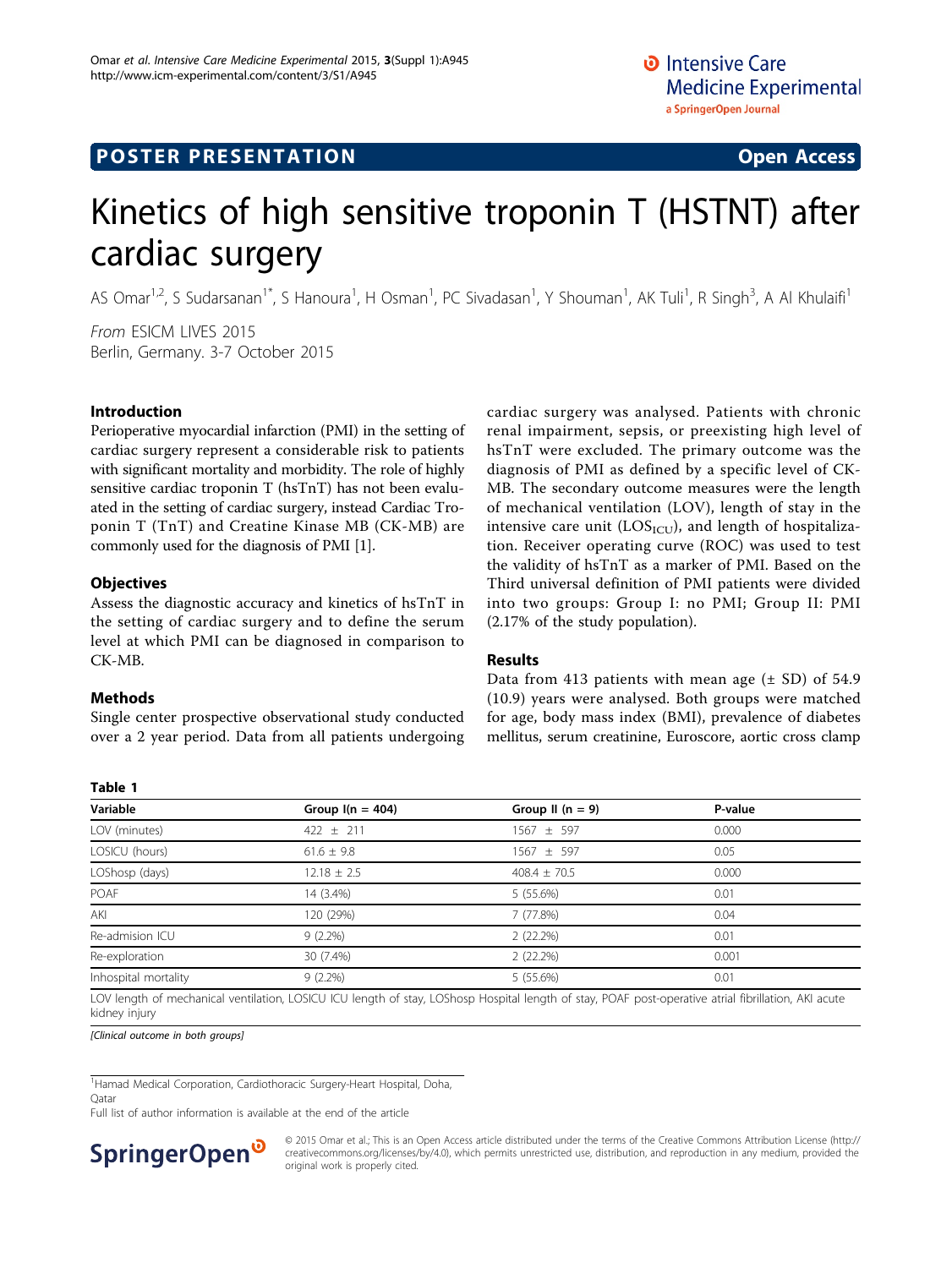POSTER PRESENTATION Open Access

# Kinetics of high sensitive troponin T (HSTNT) after cardiac surgery

AS Omar[1,2], S Sudarsanan[1*], S Hanoura[1], H Osman[1], PC Sivadasan[1], Y Shouman[1], AK Tuli[1], R Singh[3], A Al Khulaifi[1]

*From* ESICM LIVES 2015
Berlin, Germany. 3-7 October 2015

## Introduction

Perioperative myocardial infarction (PMI) in the setting of cardiac surgery represent a considerable risk to patients with significant mortality and morbidity. The role of highly sensitive cardiac troponin T (hsTnT) has not been evaluated in the setting of cardiac surgery, instead Cardiac Troponin T (TnT) and Creatine Kinase MB (CK-MB) are commonly used for the diagnosis of PMI [1].

## Objectives

Assess the diagnostic accuracy and kinetics of hsTnT in the setting of cardiac surgery and to define the serum level at which PMI can be diagnosed in comparison to CK-MB.

## Methods

Single center prospective observational study conducted over a 2 year period. Data from all patients undergoing cardiac surgery was analysed. Patients with chronic renal impairment, sepsis, or preexisting high level of hsTnT were excluded. The primary outcome was the diagnosis of PMI as defined by a specific level of CK-MB. The secondary outcome measures were the length of mechanical ventilation (LOV), length of stay in the intensive care unit ($LOS_{ICU}$), and length of hospitalization. Receiver operating curve (ROC) was used to test the validity of hsTnT as a marker of PMI. Based on the Third universal definition of PMI patients were divided into two groups: Group I: no PMI; Group II: PMI (2.17% of the study population).

## Results

Data from 413 patients with mean age (± SD) of 54.9 (10.9) years were analysed. Both groups were matched for age, body mass index (BMI), prevalence of diabetes mellitus, serum creatinine, Euroscore, aortic cross clamp

**Table 1**

| Variable | Group I(n = 404) | Group II (n = 9) | P-value |
|---|---|---|---|
| LOV (minutes) | 422 ± 211 | 1567 ± 597 | 0.000 |
| LOSICU (hours) | 61.6 ± 9.8 | 1567 ± 597 | 0.05 |
| LOShosp (days) | 12.18 ± 2.5 | 408.4 ± 70.5 | 0.000 |
| POAF | 14 (3.4%) | 5 (55.6%) | 0.01 |
| AKI | 120 (29%) | 7 (77.8%) | 0.04 |
| Re-admision ICU | 9 (2.2%) | 2 (22.2%) | 0.01 |
| Re-exploration | 30 (7.4%) | 2 (22.2%) | 0.001 |
| Inhospital mortality | 9 (2.2%) | 5 (55.6%) | 0.01 |

LOV length of mechanical ventilation, LOSICU ICU length of stay, LOShosp Hospital length of stay, POAF post-operative atrial fibrillation, AKI acute kidney injury

*[Clinical outcome in both groups]*

[1]Hamad Medical Corporation, Cardiothoracic Surgery-Heart Hospital, Doha, Qatar
Full list of author information is available at the end of the article

© 2015 Omar et al.; This is an Open Access article distributed under the terms of the Creative Commons Attribution License (http://creativecommons.org/licenses/by/4.0), which permits unrestricted use, distribution, and reproduction in any medium, provided the original work is properly cited.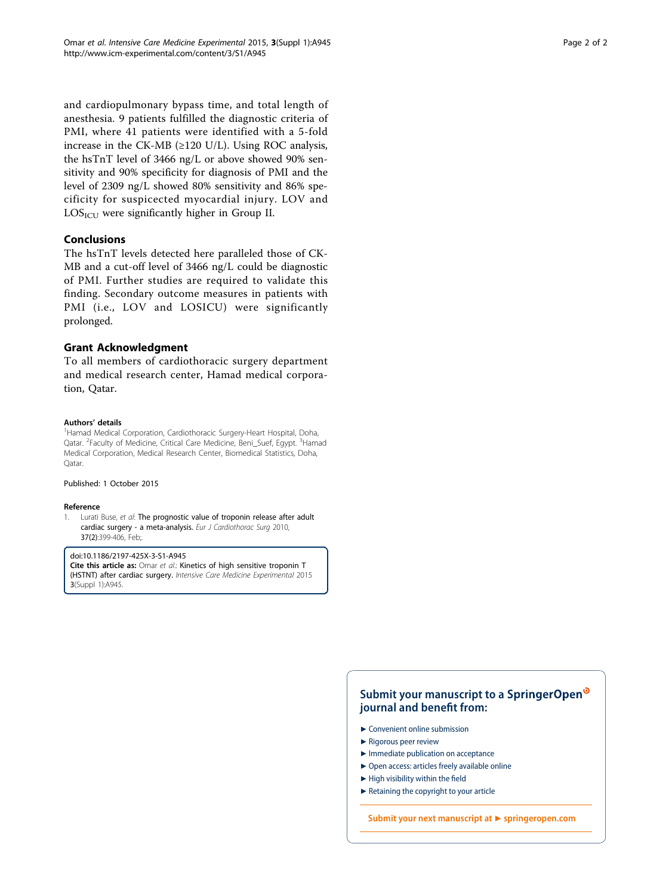and cardiopulmonary bypass time, and total length of anesthesia. 9 patients fulfilled the diagnostic criteria of PMI, where 41 patients were identified with a 5-fold increase in the CK-MB (≥120 U/L). Using ROC analysis, the hsTnT level of 3466 ng/L or above showed 90% sensitivity and 90% specificity for diagnosis of PMI and the level of 2309 ng/L showed 80% sensitivity and 86% specificity for suspicected myocardial injury. LOV and $LOS_{ICU}$ were significantly higher in Group II.

## Conclusions

The hsTnT levels detected here paralleled those of CK-MB and a cut-off level of 3466 ng/L could be diagnostic of PMI. Further studies are required to validate this finding. Secondary outcome measures in patients with PMI (i.e., LOV and LOSICU) were significantly prolonged.

## Grant Acknowledgment

To all members of cardiothoracic surgery department and medical research center, Hamad medical corporation, Qatar.

#### Authors' details

[1]Hamad Medical Corporation, Cardiothoracic Surgery-Heart Hospital, Doha, Qatar. [2]Faculty of Medicine, Critical Care Medicine, Beni_Suef, Egypt. [3]Hamad Medical Corporation, Medical Research Center, Biomedical Statistics, Doha, Qatar.

Published: 1 October 2015

#### Reference

1. Lurati Buse, *et al*: **The prognostic value of troponin release after adult cardiac surgery - a meta-analysis.** *Eur J Cardiothorac Surg* 2010, **37(2)**:399-406, Feb;.

doi:10.1186/2197-425X-3-S1-A945
**Cite this article as:** Omar *et al.*: **Kinetics of high sensitive troponin T (HSTNT) after cardiac surgery.** *Intensive Care Medicine Experimental* 2015 **3**(Suppl 1):A945.

**Submit your manuscript to a SpringerOpen journal and benefit from:**

- ► Convenient online submission
- ► Rigorous peer review
- ► Immediate publication on acceptance
- ► Open access: articles freely available online
- ► High visibility within the field
- ► Retaining the copyright to your article

**Submit your next manuscript at ► springeropen.com**